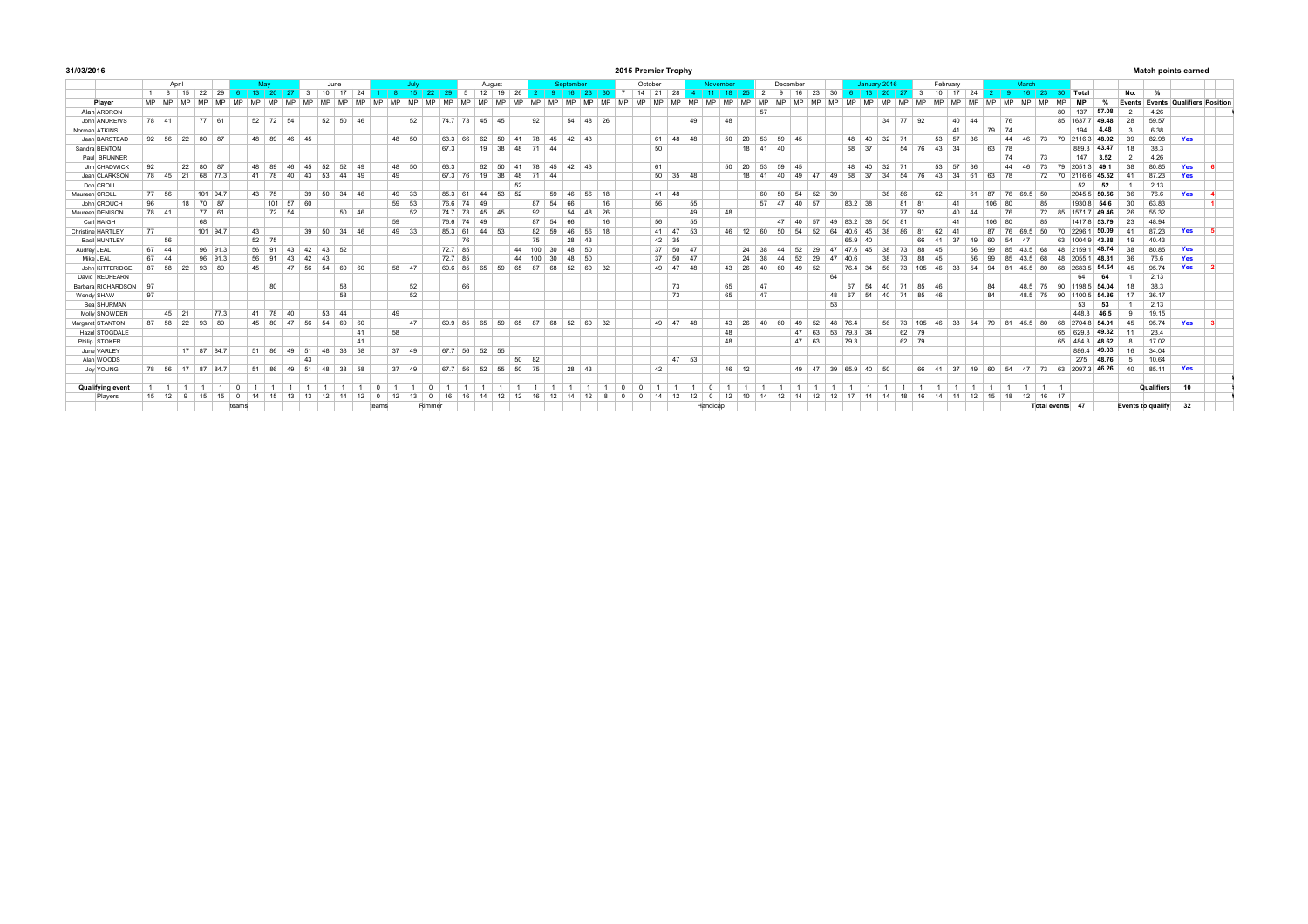31/03/2016

# 2015 Premier Trophy

## Match points earned

| | April | | | | | May | | | | June | | | | July | | | | | August | | | | September | | | | | October | | | | November | | | | December | | | | | January 2016 | | | | February | | | | March | | | | | | | No. | % | | |
|---|---|---|---|---|---|---|---|---|---|---|---|---|---|---|---|---|---|---|---|---|---|---|---|---|---|---|---|---|---|---|---|---|---|---|---|---|---|---|---|---|---|---|---|---|---|---|---|---|---|---|---|---|---|---|---|---|---|---|---|
| | 1 | 8 | 15 | 22 | 29 | 6 | 13 | 20 | 27 | 3 | 10 | 17 | 24 | 1 | 8 | 15 | 22 | 29 | 5 | 12 | 19 | 26 | 2 | 9 | 16 | 23 | 30 | 7 | 14 | 21 | 28 | 4 | 11 | 18 | 25 | 2 | 9 | 16 | 23 | 30 | 6 | 13 | 20 | 27 | 3 | 10 | 17 | 24 | 2 | 9 | 16 | 23 | 30 | Total | | | | | |
| Player | MP | MP | MP | MP | MP | MP | MP | MP | MP | MP | MP | MP | MP | MP | MP | MP | MP | MP | MP | MP | MP | MP | MP | MP | MP | MP | MP | MP | MP | MP | MP | MP | MP | MP | MP | MP | MP | MP | MP | MP | MP | MP | MP | MP | MP | MP | MP | MP | MP | MP | MP | MP | MP | MP | % | Events | Events | Qualifiers | Position |
| Alan ARDRON | | | | | | | | | | | | | | | | | | | | | | | | | | | | | | | | | | | | 57 | | | | | | | | | | | | | | | | | 80 | 137 | 57.08 | 2 | 4.26 | | |
| John ANDREWS | 78 | 41 | | 77 | 61 | | 52 | 72 | 54 | | 52 | 50 | 46 | | | 52 | | 74.7 | 73 | 45 | 45 | | 92 | | 54 | 48 | 26 | | | | 49 | | | 48 | | | | | | | | | 34 | 77 | 92 | | 40 | 44 | | 76 | | | 85 | 1637.7 | 49.48 | 28 | 59.57 | | |
| Norman ATKINS | | | | | | | | | | | | | | | | | | | | | | | | | | | | | | | | | | | | | | | | | | | | | | | 41 | | 79 | 74 | | | | 194 | 4.48 | 3 | 6.38 | | |
| Jean BARSTEAD | 92 | 56 | 22 | 80 | 87 | | 48 | 89 | 46 | 45 | | | | | 48 | 50 | | 63.3 | 66 | 62 | 50 | 41 | 78 | 45 | 42 | 43 | | | | 61 | 48 | 48 | | 50 | 20 | 53 | 59 | 45 | | | 48 | 40 | 32 | 71 | | 53 | 57 | 36 | | 44 | 46 | 73 | 79 | 2116.3 | 48.92 | 39 | 82.98 | Yes | |
| Sandra BENTON | | | | | | | | | | | | | | | | | | 67.3 | | 19 | 38 | 48 | 71 | 44 | | | | | | 50 | | | | | 18 | 41 | 40 | | | | 68 | 37 | | 54 | 76 | 43 | 34 | | 63 | 78 | | | | 889.3 | 43.47 | 18 | 38.3 | | |
| Paul BRUNNER | | | | | | | | | | | | | | | | | | | | | | | | | | | | | | | | | | | | | | | | | | | | | | | | | | 74 | | 73 | | 147 | 3.52 | 2 | 4.26 | | |
| Jim CHADWICK | 92 | | 22 | 80 | 87 | | 48 | 89 | 46 | 45 | 52 | 52 | 49 | | 48 | 50 | | 63.3 | | 62 | 50 | 41 | 78 | 45 | 42 | 43 | | | | 61 | | | | 50 | 20 | 53 | 59 | 45 | | | 48 | 40 | 32 | 71 | | 53 | 57 | 36 | | 44 | 46 | 73 | 79 | 2051.3 | 49.1 | 38 | 80.85 | Yes | 6 |
| Jean CLARKSON | 78 | 45 | 21 | 68 | 77.3 | | 41 | 78 | 40 | 43 | 53 | 44 | 49 | | 49 | | | 67.3 | 76 | 19 | 38 | 48 | 71 | 44 | | | | | | 50 | 35 | 48 | | | 18 | 41 | 40 | 49 | 47 | 49 | 68 | 37 | 34 | 54 | 76 | 43 | 34 | 61 | 63 | 78 | | 72 | 70 | 2116.6 | 45.52 | 41 | 87.23 | Yes | |
| Don CROLL | | | | | | | | | | | | | | | | | | | | | | 52 | | | | | | | | | | | | | | | | | | | | | | | | | | | | | | | | 52 | 52 | 1 | 2.13 | | |
| Maureen CROLL | 77 | 56 | | 101 | 94.7 | | 43 | 75 | | 39 | 50 | 34 | 46 | | 49 | 33 | | 85.3 | 61 | 44 | 53 | 52 | | 59 | 46 | 56 | 18 | | | 41 | 48 | | | | | 60 | 50 | 54 | 52 | 39 | | | 38 | 86 | | 62 | | 61 | 87 | 76 | 69.5 | 50 | | 2045.5 | 50.56 | 36 | 76.6 | Yes | 4 |
| John CROUCH | 96 | | 18 | 70 | 87 | | | 101 | 57 | 60 | | | | | 59 | 53 | | 76.6 | 74 | 49 | | | 87 | 54 | 66 | | 16 | | | 56 | | 55 | | | | 57 | 47 | 40 | 57 | | 83.2 | 38 | | 81 | 81 | | 41 | | 106 | 80 | | 85 | | 1930.8 | 54.6 | 30 | 63.83 | | 1 |
| Maureen DENISON | 78 | 41 | | 77 | 61 | | | 72 | 54 | | | 50 | 46 | | | 52 | | 74.7 | 73 | 45 | 45 | | 92 | | 54 | 48 | 26 | | | | 49 | | | 48 | | | | | | | | | | 77 | 92 | | 40 | 44 | | 76 | | 72 | 85 | 1571.7 | 49.46 | 26 | 55.32 | | |
| Carl HAIGH | | | | 68 | | | | | | | | | | | 59 | | | 76.6 | 74 | 49 | | | 87 | 54 | 66 | | 16 | | | 56 | | 55 | | | | | 47 | 40 | 57 | 49 | 83.2 | 38 | 50 | 81 | | | 41 | | 106 | 80 | | 85 | | 1417.8 | 53.79 | 23 | 48.94 | | |
| Christine HARTLEY | 77 | | | 101 | 94.7 | | 43 | | | 39 | 50 | 34 | 46 | | 49 | 33 | | 85.3 | 61 | 44 | 53 | | 82 | 59 | 46 | 56 | 18 | | | 41 | 47 | 53 | | 46 | 12 | 60 | 50 | 54 | 52 | 64 | 40.6 | 45 | 38 | 86 | 81 | 62 | 41 | | 87 | 76 | 69.5 | 50 | 70 | 2296.1 | 50.09 | 41 | 87.23 | Yes | 5 |
| Basil HUNTLEY | | 56 | | | | | 52 | 75 | | | | | | | | | | | 76 | | | | 75 | | 28 | 43 | | | | 42 | 35 | | | | | | | | | | 65.9 | 40 | | | 66 | 41 | 37 | 49 | 60 | 54 | 47 | | 63 | 1004.9 | 43.88 | 19 | 40.43 | | |
| Audrey JEAL | 67 | 44 | | 96 | 91.3 | | 56 | 91 | 43 | 42 | 43 | 52 | | | | | | 72.7 | 85 | | | 44 | 100 | 30 | 48 | 50 | | | | 37 | 50 | 47 | | | 24 | 38 | 44 | 52 | 29 | 47 | 47.6 | 45 | 38 | 73 | 88 | 45 | | 56 | 99 | 85 | 43.5 | 68 | 48 | 2159.1 | 48.74 | 38 | 80.85 | Yes | |
| Mike JEAL | 67 | 44 | | 96 | 91.3 | | 56 | 91 | 43 | 42 | 43 | | | | | | | 72.7 | 85 | | | 44 | 100 | 30 | 48 | 50 | | | | 37 | 50 | 47 | | | 24 | 38 | 44 | 52 | 29 | 47 | 40.6 | | 38 | 73 | 88 | 45 | | 56 | 99 | 85 | 43.5 | 68 | 48 | 2055.1 | 48.31 | 36 | 76.6 | Yes | |
| John KITTERIDGE | 87 | 58 | 22 | 93 | 89 | | 45 | | 47 | 56 | 54 | 60 | 60 | | 58 | 47 | | 69.6 | 85 | 65 | 59 | 65 | 87 | 68 | 52 | 60 | 32 | | | 49 | 47 | 48 | | 43 | 26 | 40 | 60 | 49 | 52 | | 76.4 | 34 | 56 | 73 | 105 | 46 | 38 | 54 | 94 | 81 | 45.5 | 80 | 68 | 2683.5 | 54.54 | 45 | 95.74 | Yes | 2 |
| David REDFEARN | | | | | | | | | | | | | | | | | | | | | | | | | | | | | | | | | | | | | | | | 64 | | | | | | | | | | | | | | 64 | 64 | 1 | 2.13 | | |
| Barbara RICHARDSON | 97 | | | | | | | 80 | | | | 58 | | | | 52 | | | 66 | | | | | | | | | | | | 73 | | | 65 | | 47 | | | | | 67 | 54 | 40 | 71 | 85 | 46 | | | 84 | | 48.5 | 75 | 90 | 1198.5 | 54.04 | 18 | 38.3 | | |
| Wendy SHAW | 97 | | | | | | | | | | | 58 | | | | 52 | | | | | | | | | | | | | | | 73 | | | 65 | | 47 | | | | 48 | 67 | 54 | 40 | 71 | 85 | 46 | | | 84 | | 48.5 | 75 | 90 | 1100.5 | 54.86 | 17 | 36.17 | | |
| Bea SHURMAN | | | | | | | | | | | | | | | | | | | | | | | | | | | | | | | | | | | | | | | | 53 | | | | | | | | | | | | | | 53 | 53 | 1 | 2.13 | | |
| Molly SNOWDEN | | 45 | 21 | | 77.3 | | 41 | 78 | 40 | | 53 | 44 | | | 49 | | | | | | | | | | | | | | | | | | | | | | | | | | | | | | | | | | | | | | | 448.3 | 46.5 | 9 | 19.15 | | |
| Margaret STANTON | 87 | 58 | 22 | 93 | 89 | | 45 | 80 | 47 | 56 | 54 | 60 | 60 | | | 47 | | 69.9 | 85 | 65 | 59 | 65 | 87 | 68 | 52 | 60 | 32 | | | 49 | 47 | 48 | | 43 | 26 | 40 | 60 | 49 | 52 | 48 | 76.4 | | 56 | 73 | 105 | 46 | 38 | 54 | 79 | 81 | 45.5 | 80 | 68 | 2704.8 | 54.01 | 45 | 95.74 | Yes | 3 |
| Hazel STOGDALE | | | | | | | | | | | | | 41 | | 58 | | | | | | | | | | | | | | | | | | | 48 | | | | 47 | 63 | 53 | 79.3 | 34 | | 62 | 79 | | | | | | | | 65 | 629.3 | 49.32 | 11 | 23.4 | | |
| Philip STOKER | | | | | | | | | | | | | 41 | | | | | | | | | | | | | | | | | | | | | 48 | | | | 47 | 63 | | 79.3 | | | 62 | 79 | | | | | | | | 65 | 484.3 | 48.62 | 8 | 17.02 | | |
| June VARLEY | | | 17 | 87 | 84.7 | | 51 | 86 | 49 | 51 | 48 | 38 | 58 | | 37 | 49 | | 67.7 | 56 | 52 | 55 | | | | | | | | | | | | | | | | | | | | | | | | | | | | | | | | | 886.4 | 49.03 | 16 | 34.04 | | |
| Alan WOODS | | | | | | | | | | 43 | | | | | | | | | | | | 50 | 82 | | | | | | | | 47 | 53 | | | | | | | | | | | | | | | | | | | | | | 275 | 48.76 | 5 | 10.64 | | |
| Joy YOUNG | 78 | 56 | 17 | 87 | 84.7 | | 51 | 86 | 49 | 51 | 48 | 38 | 58 | | 37 | 49 | | 67.7 | 56 | 52 | 55 | 50 | 75 | | 28 | 43 | | | | 42 | | | | 46 | 12 | | | 49 | 47 | 39 | 65.9 | 40 | 50 | | 66 | 41 | 37 | 49 | 60 | 54 | 47 | 73 | 63 | 2097.3 | 46.26 | 40 | 85.11 | Yes | |
| Qualifying event | 1 | 1 | 1 | 1 | 1 | 0 | 1 | 1 | 1 | 1 | 1 | 1 | 1 | 0 | 1 | 1 | 0 | 1 | 1 | 1 | 1 | 1 | 1 | 1 | 1 | 1 | 1 | 0 | 0 | 1 | 1 | 1 | 0 | 1 | 1 | 1 | 1 | 1 | 1 | 1 | 1 | 1 | 1 | 1 | 1 | 1 | 1 | 1 | 1 | 1 | 1 | 1 | 1 | | | | Qualifiers | 10 | |
| Players | 15 | 12 | 9 | 15 | 15 | 0 | 14 | 15 | 13 | 13 | 12 | 14 | 12 | 0 | 12 | 13 | 0 | 16 | 16 | 14 | 12 | 12 | 16 | 12 | 14 | 12 | 8 | 0 | 0 | 14 | 12 | 12 | 0 | 12 | 10 | 14 | 12 | 14 | 12 | 12 | 17 | 14 | 14 | 18 | 16 | 14 | 14 | 12 | 15 | 18 | 12 | 16 | 17 | | | | | | |
| | | | | | | teams | | | | | | | | teams | | | Rimmer | | | | | | | | | | | | | | | | Handicap | | | | | | | | | | | | | | | | | | Total events | | | 47 | | | Events to qualify | 32 | |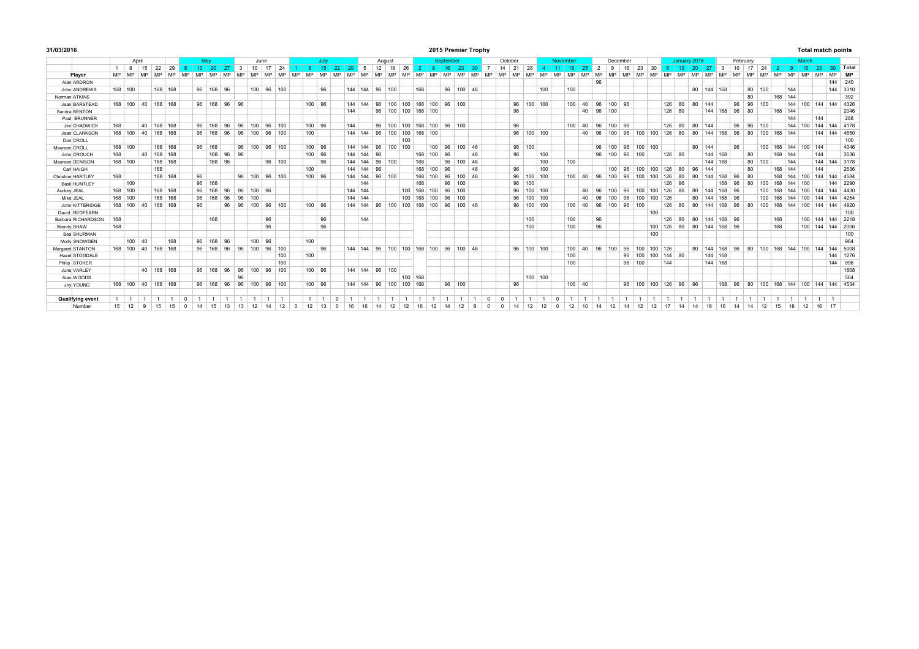31/03/2016

# 2015 Premier Trophy

**Total match points**

| | | April | | | | | May | | | | June | | | | July | | | | | August | | | | September | | | | | October | | | | November | | | | December | | | | | January 2016 | | | | February | | | | March | | | | | |
|---|---|---|---|---|---|---|---|---|---|---|---|---|---|---|---|---|---|---|---|---|---|---|---|---|---|---|---|---|---|---|---|---|---|---|---|---|---|---|---|---|---|---|---|---|---|---|---|---|---|---|---|---|---|---|---|
| | | 1 | 8 | 15 | 22 | 29 | 6 | 13 | 20 | 27 | 3 | 10 | 17 | 24 | 1 | 8 | 15 | 22 | 29 | 5 | 12 | 19 | 26 | 2 | 9 | 16 | 23 | 30 | 7 | 14 | 21 | 28 | 4 | 11 | 18 | 25 | 2 | 9 | 16 | 23 | 30 | 6 | 13 | 20 | 27 | 3 | 10 | 17 | 24 | 2 | 9 | 16 | 23 | 30 | Total |
| **Player** | | MP | MP | MP | MP | MP | MP | MP | MP | MP | MP | MP | MP | MP | MP | MP | MP | MP | MP | MP | MP | MP | MP | MP | MP | MP | MP | MP | MP | MP | MP | MP | MP | MP | MP | MP | MP | MP | MP | MP | MP | MP | MP | MP | MP | MP | MP | MP | MP | MP | MP | MP | MP | MP | **MP** |
| Alan | ARDRON | | | | | | | | | | | | | | | | | | | | | | | | | | | | | | | | | | | | 96 | | | | | | | | | | | | | | | | | 144 | 240 |
| John | ANDREWS | 168 | 100 | | 168 | 168 | | 96 | 168 | 96 | | 100 | 96 | 100 | | | 96 | | 144 | 144 | 96 | 100 | | 168 | | 96 | 100 | 46 | | | | | 100 | | 100 | | | | | | | | | 80 | 144 | 168 | | 80 | 100 | | 144 | | | 144 | 3310 |
| Norman | ATKINS | | | | | | | | | | | | | | | | | | | | | | | | | | | | | | | | | | | | | | | | | | | | | | | 80 | | 168 | 144 | | | | 392 |
| Jean | BARSTEAD | 168 | 100 | 40 | 168 | 168 | | 96 | 168 | 96 | 96 | | | | | 100 | 96 | | 144 | 144 | 96 | 100 | 100 | 168 | 100 | 96 | 100 | | | | 96 | 100 | 100 | | 100 | 40 | 96 | 100 | 96 | | | 126 | 80 | 80 | 144 | | 96 | 96 | 100 | | 144 | 100 | 144 | 144 | 4326 |
| Sandra | BENTON | | | | | | | | | | | | | | | | | | 144 | | 96 | 100 | 100 | 168 | 100 | | | | | | 96 | | | | | 40 | 96 | 100 | | | | 126 | 80 | | 144 | 168 | 96 | 80 | | 168 | 144 | | | | 2046 |
| Paul | BRUNNER | | | | | | | | | | | | | | | | | | | | | | | | | | | | | | | | | | | | | | | | | | | | | | | | | | 144 | | 144 | | 288 |
| Jim | CHADWICK | 168 | | 40 | 168 | 168 | | 96 | 168 | 96 | 96 | 100 | 96 | 100 | | 100 | 96 | | 144 | | 96 | 100 | 100 | 168 | 100 | 96 | 100 | | | | 96 | | | | 100 | 40 | 96 | 100 | 96 | | | 126 | 80 | 80 | 144 | | 96 | 96 | 100 | | 144 | 100 | 144 | 144 | 4178 |
| Jean | CLARKSON | 168 | 100 | 40 | 168 | 168 | | 96 | 168 | 96 | 96 | 100 | 96 | 100 | | 100 | | | 144 | 144 | 96 | 100 | 100 | 168 | 100 | | | | | | 96 | 100 | 100 | | | 40 | 96 | 100 | 96 | 100 | 100 | 126 | 80 | 80 | 144 | 168 | 96 | 80 | 100 | 168 | 144 | | 144 | 144 | 4650 |
| Don | CROLL | | | | | | | | | | | | | | | | | | | | | | 100 | | | | | | | | | | | | | | | | | | | | | | | | | | | | | | | | 100 |
| Maureen | CROLL | 168 | 100 | | 168 | 168 | | 96 | 168 | | 96 | 100 | 96 | 100 | | 100 | 96 | | 144 | 144 | 96 | 100 | 100 | | 100 | 96 | 100 | 46 | | | 96 | 100 | | | | | 96 | 100 | 96 | 100 | 100 | | | 80 | 144 | | 96 | | 100 | 168 | 144 | 100 | 144 | | 4046 |
| John | CROUCH | 168 | | 40 | 168 | 168 | | | 168 | 96 | 96 | | | | | 100 | 96 | | 144 | 144 | 96 | | | 168 | 100 | 96 | | 46 | | | 96 | | 100 | | | | 96 | 100 | 96 | 100 | | 126 | 80 | | 144 | 168 | | 80 | | 168 | 144 | | 144 | | 3536 |
| Maureen | DENISON | 168 | 100 | | 168 | 168 | | | 168 | 96 | | | 96 | 100 | | | 96 | | 144 | 144 | 96 | 100 | | 168 | | 96 | 100 | 46 | | | | | 100 | | 100 | | | | | | | | | | 144 | 168 | | 80 | 100 | | 144 | | 144 | 144 | 3178 |
| Carl | HAIGH | | | | 168 | | | | | | | | | | | 100 | | | 144 | 144 | 96 | | | 168 | 100 | 96 | | 46 | | | 96 | | 100 | | | | | 100 | 96 | 100 | 100 | 126 | 80 | 96 | 144 | | | 80 | | 168 | 144 | | 144 | | 2636 |
| Christine | HARTLEY | 168 | | | 168 | 168 | | 96 | | | 96 | 100 | 96 | 100 | | 100 | 96 | | 144 | 144 | 96 | 100 | | 168 | 100 | 96 | 100 | 46 | | | 96 | 100 | 100 | | 100 | 40 | 96 | 100 | 96 | 100 | 100 | 126 | 80 | 80 | 144 | 168 | 96 | 80 | | 168 | 144 | 100 | 144 | 144 | 4584 |
| Basil | HUNTLEY | | 100 | | | | | 96 | 168 | | | | | | | | | | | 144 | | | | 168 | | 96 | 100 | | | | 96 | 100 | | | | | | | | | | 126 | 96 | | | 168 | 96 | 80 | 100 | 168 | 144 | 100 | | 144 | 2290 |
| Audrey | JEAL | 168 | 100 | | 168 | 168 | | 96 | 168 | 96 | 96 | 100 | 96 | | | | | | 144 | 144 | | | 100 | 168 | 100 | 96 | 100 | | | | 96 | 100 | 100 | | | 40 | 96 | 100 | 96 | 100 | 100 | 126 | 80 | 80 | 144 | 168 | 96 | | 100 | 168 | 144 | 100 | 144 | 144 | 4430 |
| Mike | JEAL | 168 | 100 | | 168 | 168 | | 96 | 168 | 96 | 96 | 100 | | | | | | | 144 | 144 | | | 100 | 168 | 100 | 96 | 100 | | | | 96 | 100 | 100 | | | 40 | 96 | 100 | 96 | 100 | 100 | 126 | | 80 | 144 | 168 | 96 | | 100 | 168 | 144 | 100 | 144 | 144 | 4254 |
| John | KITTERIDGE | 168 | 100 | 40 | 168 | 168 | | 96 | | 96 | 96 | 100 | 96 | 100 | | 100 | 96 | | 144 | 144 | 96 | 100 | 100 | 168 | 100 | 96 | 100 | 46 | | | 96 | 100 | 100 | | 100 | 40 | 96 | 100 | 96 | 100 | | 126 | 80 | 80 | 144 | 168 | 96 | 80 | 100 | 168 | 144 | 100 | 144 | 144 | 4920 |
| David | REDFEARN | | | | | | | | | | | | | | | | | | | | | | | | | | | | | | | | | | | | | | | | 100 | | | | | | | | | | | | | | 100 |
| Barbara | RICHARDSON | 168 | | | | | | | 168 | | | | 96 | | | | 96 | | | 144 | | | | | | | | | | | | 100 | | | 100 | | 96 | | | | | 126 | 80 | 80 | 144 | 168 | 96 | | | 168 | | 100 | 144 | 144 | 2218 |
| Wendy | SHAW | 168 | | | | | | | | | | | 96 | | | | 96 | | | | | | | | | | | | | | | 100 | | | 100 | | 96 | | | | 100 | 126 | 80 | 80 | 144 | 168 | 96 | | | 168 | | 100 | 144 | 144 | 2006 |
| Bea | SHURMAN | | | | | | | | | | | | | | | | | | | | | | | | | | | | | | | | | | | | | | | | 100 | | | | | | | | | | | | | | 100 |
| Molly | SNOWDEN | | 100 | 40 | | 168 | | 96 | 168 | 96 | | 100 | 96 | | | 100 | | | | | | | | | | | | | | | | | | | | | | | | | | | | | | | | | | | | | | | 964 |
| Margaret | STANTON | 168 | 100 | 40 | 168 | 168 | | 96 | 168 | 96 | 96 | 100 | 96 | 100 | | | 96 | | 144 | 144 | 96 | 100 | 100 | 168 | 100 | 96 | 100 | 46 | | | 96 | 100 | 100 | | 100 | 40 | 96 | 100 | 96 | 100 | 100 | 126 | | 80 | 144 | 168 | 96 | 80 | 100 | 168 | 144 | 100 | 144 | 144 | 5008 |
| Hazel | STOGDALE | | | | | | | | | | | | | 100 | | 100 | | | | | | | | | | | | | | | | | | | 100 | | | | 96 | 100 | 100 | 144 | 80 | | 144 | 168 | | | | | | | | 144 | 1276 |
| Philip | STOKER | | | | | | | | | | | | | 100 | | | | | | | | | | | | | | | | | | | | | 100 | | | | 96 | 100 | | 144 | | | 144 | 168 | | | | | | | | 144 | 996 |
| June | VARLEY | | | 40 | 168 | 168 | | 96 | 168 | 96 | 96 | 100 | 96 | 100 | | 100 | 96 | | 144 | 144 | 96 | 100 | | | | | | | | | | | | | | | | | | | | | | | | | | | | | | | | | 1808 |
| Alan | WOODS | | | | | | | | | | 96 | | | | | | | | | | | | 100 | 168 | | | | | | | | 100 | 100 | | | | | | | | | | | | | | | | | | | | | | 564 |
| Joy | YOUNG | 168 | 100 | 40 | 168 | 168 | | 96 | 168 | 96 | 96 | 100 | 96 | 100 | | 100 | 96 | | 144 | 144 | 96 | 100 | 100 | 168 | | 96 | 100 | | | | 96 | | | | 100 | 40 | | | 96 | 100 | 100 | 126 | 96 | 96 | | 168 | 96 | 80 | 100 | 168 | 144 | 100 | 144 | 144 | 4534 |
| | | | | | | | | | | | | | | | | | | | | | | | | | | | | | | | | | | | | | | | | | | | | | | | | | | | | | | | |
| **Qualifying event** | | 1 | 1 | 1 | 1 | 1 | 0 | 1 | 1 | 1 | 1 | 1 | 1 | 1 | 0 | 1 | 1 | 0 | 1 | 1 | 1 | 1 | 1 | 1 | 1 | 1 | 1 | 1 | 0 | 0 | 1 | 1 | 1 | 0 | 1 | 1 | 1 | 1 | 1 | 1 | 1 | 1 | 1 | 1 | 1 | 1 | 1 | 1 | 1 | 1 | 1 | 1 | 1 | 1 | |
| Number | | 15 | 12 | 9 | 15 | 15 | 0 | 14 | 15 | 13 | 13 | 12 | 14 | 12 | 0 | 12 | 13 | 0 | 16 | 16 | 14 | 12 | 12 | 16 | 12 | 14 | 12 | 8 | 0 | 0 | 14 | 12 | 12 | 0 | 12 | 10 | 14 | 12 | 14 | 12 | 12 | 17 | 14 | 14 | 18 | 16 | 14 | 14 | 12 | 15 | 18 | 12 | 16 | 17 | |